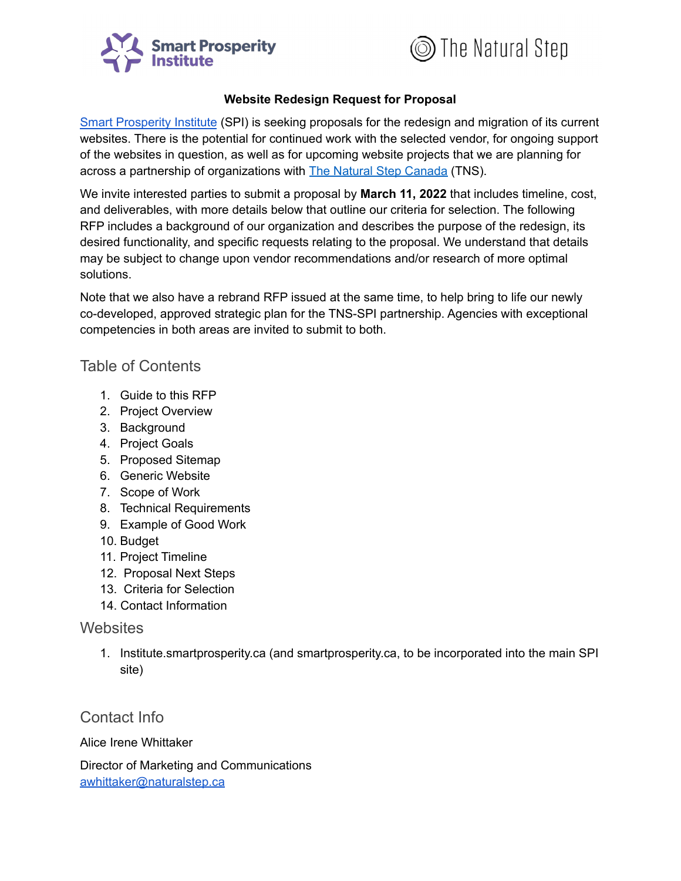# Website Redesign Request for Proposal

[Smart Prosperity Institute](#) (SPI) is seeking proposals for the redesign and migration of its current websites. There is the potential for continued work with the selected vendor, for ongoing support of the websites in question, as well as for upcoming website projects that we are planning for across a partnership of organizations with [The Natural Step Canada](#) (TNS).

We invite interested parties to submit a proposal by **March 11, 2022** that includes timeline, cost, and deliverables, with more details below that outline our criteria for selection. The following RFP includes a background of our organization and describes the purpose of the redesign, its desired functionality, and specific requests relating to the proposal. We understand that details may be subject to change upon vendor recommendations and/or research of more optimal solutions.

Note that we also have a rebrand RFP issued at the same time, to help bring to life our newly co-developed, approved strategic plan for the TNS-SPI partnership. Agencies with exceptional competencies in both areas are invited to submit to both.

## Table of Contents

1. Guide to this RFP
2. Project Overview
3. Background
4. Project Goals
5. Proposed Sitemap
6. Generic Website
7. Scope of Work
8. Technical Requirements
9. Example of Good Work
10. Budget
11. Project Timeline
12. Proposal Next Steps
13. Criteria for Selection
14. Contact Information

## Websites

1. Institute.smartprosperity.ca (and smartprosperity.ca, to be incorporated into the main SPI site)

## Contact Info

Alice Irene Whittaker

Director of Marketing and Communications
[awhittaker@naturalstep.ca](mailto:awhittaker@naturalstep.ca)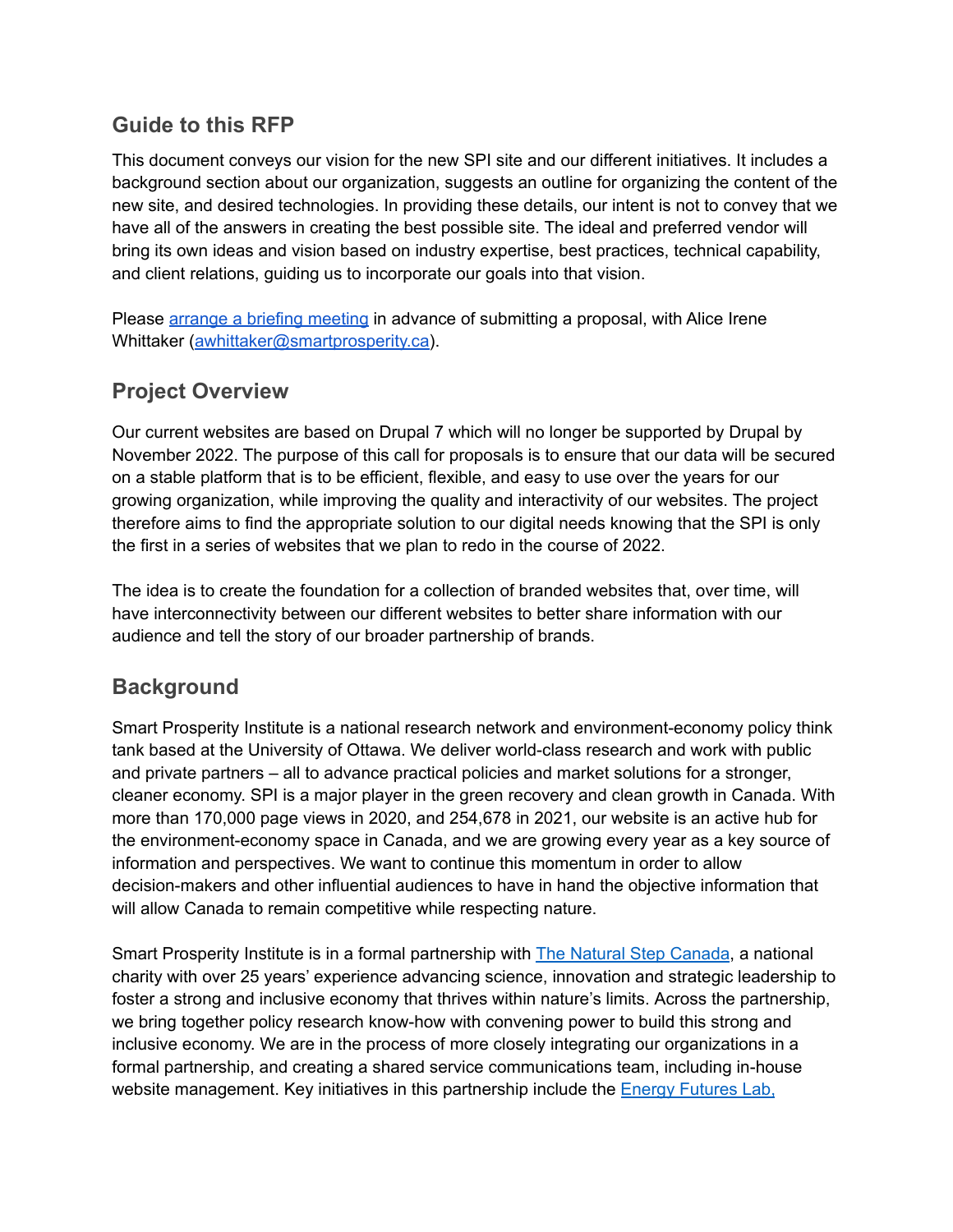## Guide to this RFP

This document conveys our vision for the new SPI site and our different initiatives. It includes a background section about our organization, suggests an outline for organizing the content of the new site, and desired technologies. In providing these details, our intent is not to convey that we have all of the answers in creating the best possible site. The ideal and preferred vendor will bring its own ideas and vision based on industry expertise, best practices, technical capability, and client relations, guiding us to incorporate our goals into that vision.

Please [arrange a briefing meeting]() in advance of submitting a proposal, with Alice Irene Whittaker ([awhittaker@smartprosperity.ca](mailto:awhittaker@smartprosperity.ca)).

## Project Overview

Our current websites are based on Drupal 7 which will no longer be supported by Drupal by November 2022. The purpose of this call for proposals is to ensure that our data will be secured on a stable platform that is to be efficient, flexible, and easy to use over the years for our growing organization, while improving the quality and interactivity of our websites. The project therefore aims to find the appropriate solution to our digital needs knowing that the SPI is only the first in a series of websites that we plan to redo in the course of 2022.

The idea is to create the foundation for a collection of branded websites that, over time, will have interconnectivity between our different websites to better share information with our audience and tell the story of our broader partnership of brands.

## Background

Smart Prosperity Institute is a national research network and environment-economy policy think tank based at the University of Ottawa. We deliver world-class research and work with public and private partners – all to advance practical policies and market solutions for a stronger, cleaner economy. SPI is a major player in the green recovery and clean growth in Canada. With more than 170,000 page views in 2020, and 254,678 in 2021, our website is an active hub for the environment-economy space in Canada, and we are growing every year as a key source of information and perspectives. We want to continue this momentum in order to allow decision-makers and other influential audiences to have in hand the objective information that will allow Canada to remain competitive while respecting nature.

Smart Prosperity Institute is in a formal partnership with [The Natural Step Canada](), a national charity with over 25 years' experience advancing science, innovation and strategic leadership to foster a strong and inclusive economy that thrives within nature's limits. Across the partnership, we bring together policy research know-how with convening power to build this strong and inclusive economy. We are in the process of more closely integrating our organizations in a formal partnership, and creating a shared service communications team, including in-house website management. Key initiatives in this partnership include the [Energy Futures Lab,]()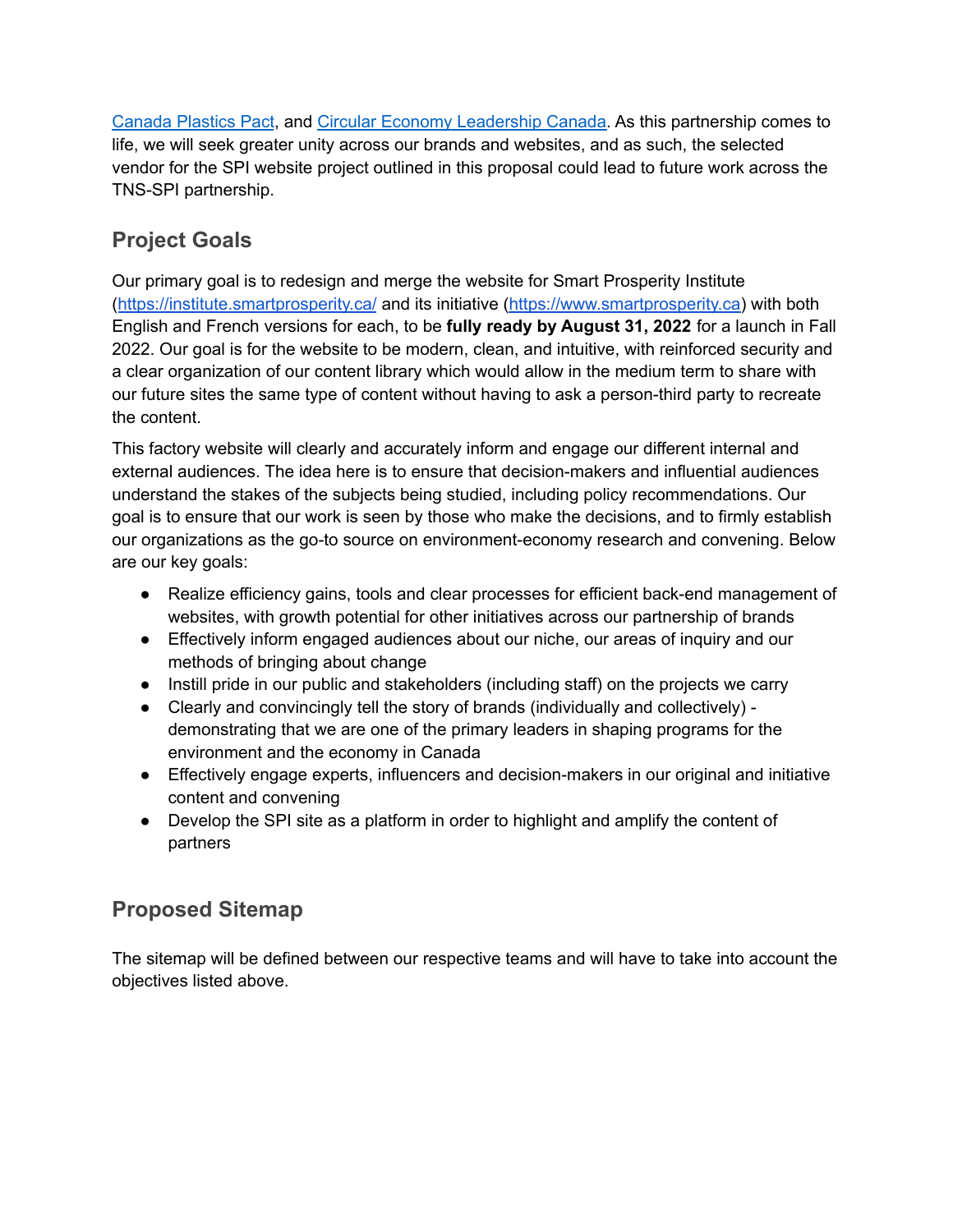[Canada Plastics Pact](), and [Circular Economy Leadership Canada](). As this partnership comes to life, we will seek greater unity across our brands and websites, and as such, the selected vendor for the SPI website project outlined in this proposal could lead to future work across the TNS-SPI partnership.

## Project Goals

Our primary goal is to redesign and merge the website for Smart Prosperity Institute (https://institute.smartprosperity.ca/ and its initiative (https://www.smartprosperity.ca) with both English and French versions for each, to be **fully ready by August 31, 2022** for a launch in Fall 2022. Our goal is for the website to be modern, clean, and intuitive, with reinforced security and a clear organization of our content library which would allow in the medium term to share with our future sites the same type of content without having to ask a person-third party to recreate the content.

This factory website will clearly and accurately inform and engage our different internal and external audiences. The idea here is to ensure that decision-makers and influential audiences understand the stakes of the subjects being studied, including policy recommendations. Our goal is to ensure that our work is seen by those who make the decisions, and to firmly establish our organizations as the go-to source on environment-economy research and convening. Below are our key goals:

- Realize efficiency gains, tools and clear processes for efficient back-end management of websites, with growth potential for other initiatives across our partnership of brands
- Effectively inform engaged audiences about our niche, our areas of inquiry and our methods of bringing about change
- Instill pride in our public and stakeholders (including staff) on the projects we carry
- Clearly and convincingly tell the story of brands (individually and collectively) - demonstrating that we are one of the primary leaders in shaping programs for the environment and the economy in Canada
- Effectively engage experts, influencers and decision-makers in our original and initiative content and convening
- Develop the SPI site as a platform in order to highlight and amplify the content of partners

## Proposed Sitemap

The sitemap will be defined between our respective teams and will have to take into account the objectives listed above.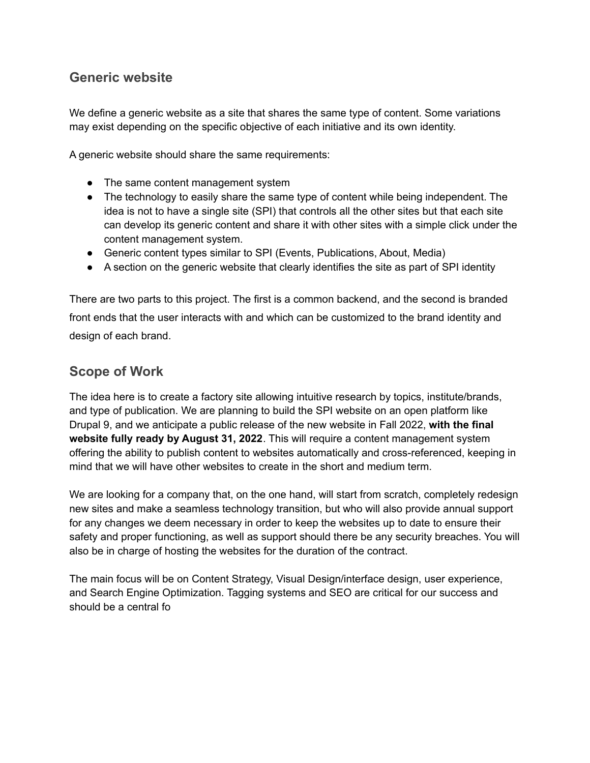## Generic website

We define a generic website as a site that shares the same type of content. Some variations may exist depending on the specific objective of each initiative and its own identity.

A generic website should share the same requirements:

- The same content management system
- The technology to easily share the same type of content while being independent. The idea is not to have a single site (SPI) that controls all the other sites but that each site can develop its generic content and share it with other sites with a simple click under the content management system.
- Generic content types similar to SPI (Events, Publications, About, Media)
- A section on the generic website that clearly identifies the site as part of SPI identity

There are two parts to this project. The first is a common backend, and the second is branded front ends that the user interacts with and which can be customized to the brand identity and design of each brand.

## Scope of Work

The idea here is to create a factory site allowing intuitive research by topics, institute/brands, and type of publication. We are planning to build the SPI website on an open platform like Drupal 9, and we anticipate a public release of the new website in Fall 2022, **with the final website fully ready by August 31, 2022**. This will require a content management system offering the ability to publish content to websites automatically and cross-referenced, keeping in mind that we will have other websites to create in the short and medium term.

We are looking for a company that, on the one hand, will start from scratch, completely redesign new sites and make a seamless technology transition, but who will also provide annual support for any changes we deem necessary in order to keep the websites up to date to ensure their safety and proper functioning, as well as support should there be any security breaches. You will also be in charge of hosting the websites for the duration of the contract.

The main focus will be on Content Strategy, Visual Design/interface design, user experience, and Search Engine Optimization. Tagging systems and SEO are critical for our success and should be a central fo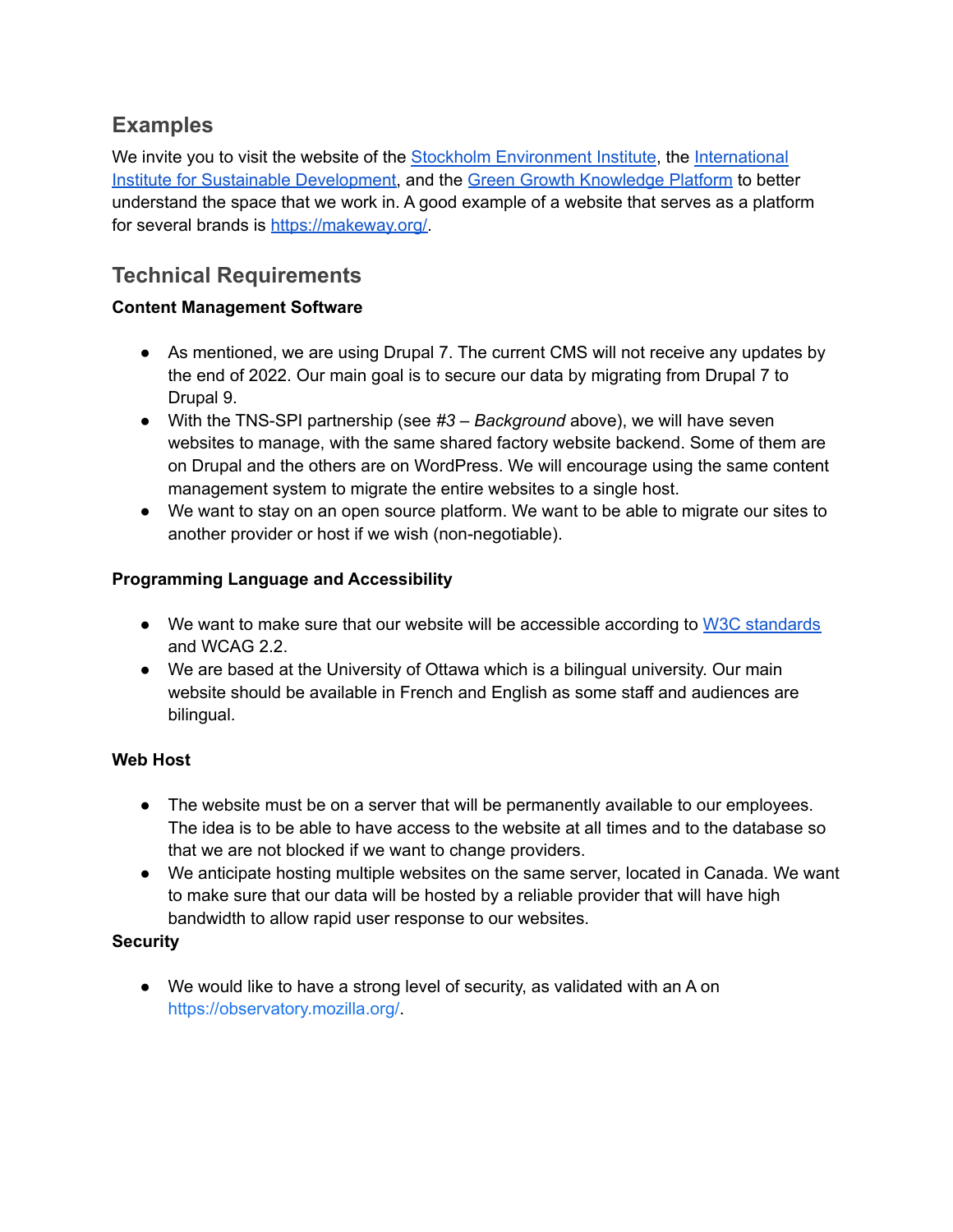## Examples

We invite you to visit the website of the [Stockholm Environment Institute](), the [International Institute for Sustainable Development](), and the [Green Growth Knowledge Platform]() to better understand the space that we work in. A good example of a website that serves as a platform for several brands is [https://makeway.org/](https://makeway.org/).

## Technical Requirements

**Content Management Software**

- As mentioned, we are using Drupal 7. The current CMS will not receive any updates by the end of 2022. Our main goal is to secure our data by migrating from Drupal 7 to Drupal 9.
- With the TNS-SPI partnership (see *#3 – Background* above), we will have seven websites to manage, with the same shared factory website backend. Some of them are on Drupal and the others are on WordPress. We will encourage using the same content management system to migrate the entire websites to a single host.
- We want to stay on an open source platform. We want to be able to migrate our sites to another provider or host if we wish (non-negotiable).

**Programming Language and Accessibility**

- We want to make sure that our website will be accessible according to [W3C standards]() and WCAG 2.2.
- We are based at the University of Ottawa which is a bilingual university. Our main website should be available in French and English as some staff and audiences are bilingual.

**Web Host**

- The website must be on a server that will be permanently available to our employees. The idea is to be able to have access to the website at all times and to the database so that we are not blocked if we want to change providers.
- We anticipate hosting multiple websites on the same server, located in Canada. We want to make sure that our data will be hosted by a reliable provider that will have high bandwidth to allow rapid user response to our websites.

**Security**

- We would like to have a strong level of security, as validated with an A on https://observatory.mozilla.org/.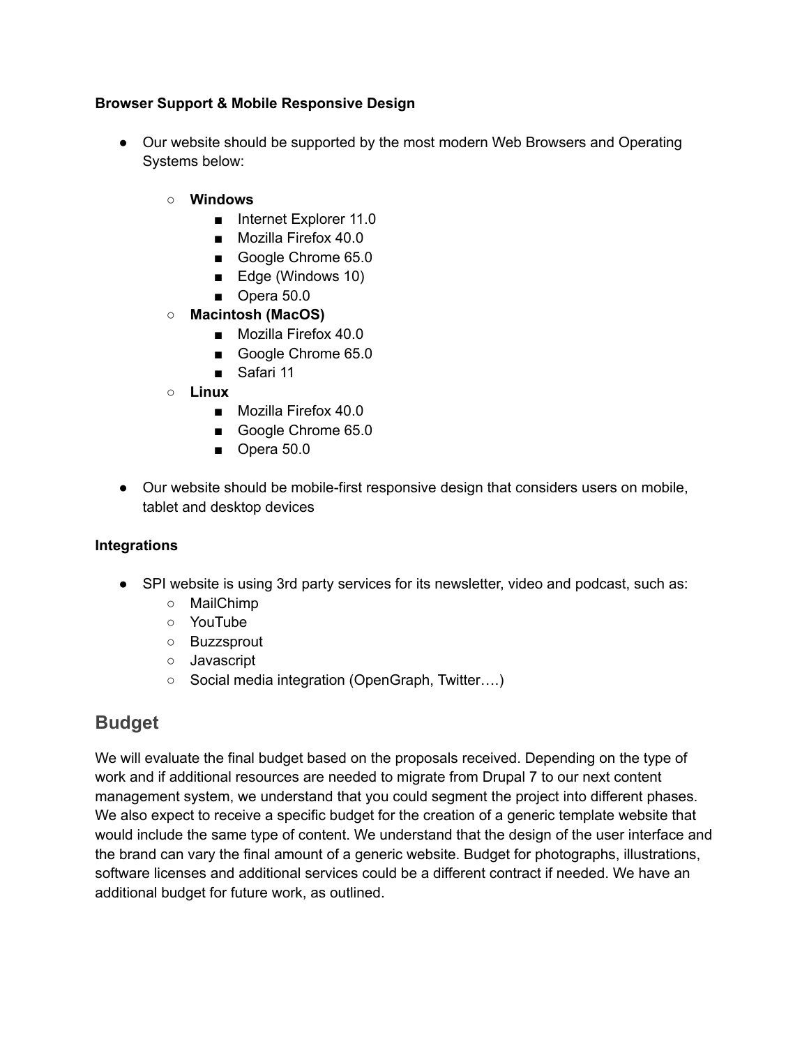**Browser Support & Mobile Responsive Design**

- Our website should be supported by the most modern Web Browsers and Operating Systems below:
    - **Windows**
        - Internet Explorer 11.0
        - Mozilla Firefox 40.0
        - Google Chrome 65.0
        - Edge (Windows 10)
        - Opera 50.0
    - **Macintosh (MacOS)**
        - Mozilla Firefox 40.0
        - Google Chrome 65.0
        - Safari 11
    - **Linux**
        - Mozilla Firefox 40.0
        - Google Chrome 65.0
        - Opera 50.0
- Our website should be mobile-first responsive design that considers users on mobile, tablet and desktop devices

**Integrations**

- SPI website is using 3rd party services for its newsletter, video and podcast, such as:
    - MailChimp
    - YouTube
    - Buzzsprout
    - Javascript
    - Social media integration (OpenGraph, Twitter….)

## Budget

We will evaluate the final budget based on the proposals received. Depending on the type of work and if additional resources are needed to migrate from Drupal 7 to our next content management system, we understand that you could segment the project into different phases. We also expect to receive a specific budget for the creation of a generic template website that would include the same type of content. We understand that the design of the user interface and the brand can vary the final amount of a generic website. Budget for photographs, illustrations, software licenses and additional services could be a different contract if needed. We have an additional budget for future work, as outlined.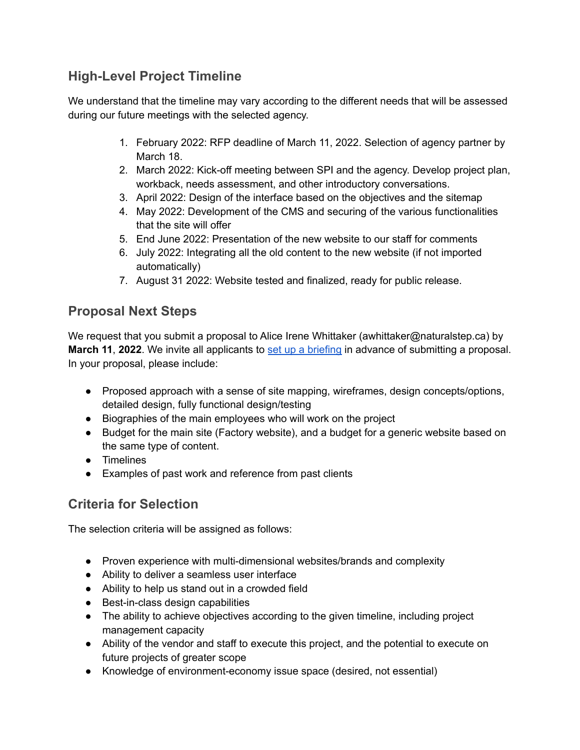## High-Level Project Timeline

We understand that the timeline may vary according to the different needs that will be assessed during our future meetings with the selected agency.

1. February 2022: RFP deadline of March 11, 2022. Selection of agency partner by March 18.
2. March 2022: Kick-off meeting between SPI and the agency. Develop project plan, workback, needs assessment, and other introductory conversations.
3. April 2022: Design of the interface based on the objectives and the sitemap
4. May 2022: Development of the CMS and securing of the various functionalities that the site will offer
5. End June 2022: Presentation of the new website to our staff for comments
6. July 2022: Integrating all the old content to the new website (if not imported automatically)
7. August 31 2022: Website tested and finalized, ready for public release.

## Proposal Next Steps

We request that you submit a proposal to Alice Irene Whittaker (awhittaker@naturalstep.ca) by **March 11**, **2022**. We invite all applicants to [set up a briefing]() in advance of submitting a proposal. In your proposal, please include:

- Proposed approach with a sense of site mapping, wireframes, design concepts/options, detailed design, fully functional design/testing
- Biographies of the main employees who will work on the project
- Budget for the main site (Factory website), and a budget for a generic website based on the same type of content.
- Timelines
- Examples of past work and reference from past clients

## Criteria for Selection

The selection criteria will be assigned as follows:

- Proven experience with multi-dimensional websites/brands and complexity
- Ability to deliver a seamless user interface
- Ability to help us stand out in a crowded field
- Best-in-class design capabilities
- The ability to achieve objectives according to the given timeline, including project management capacity
- Ability of the vendor and staff to execute this project, and the potential to execute on future projects of greater scope
- Knowledge of environment-economy issue space (desired, not essential)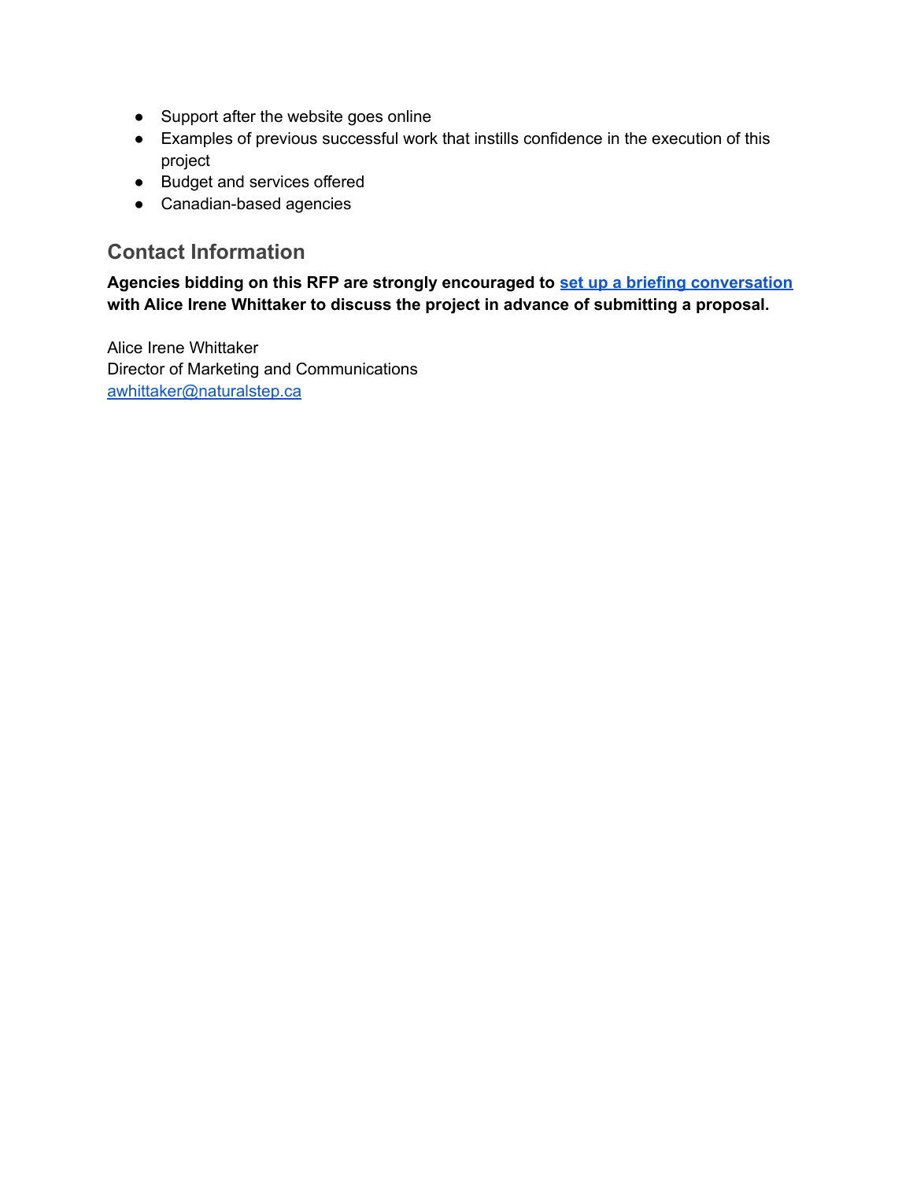- Support after the website goes online
- Examples of previous successful work that instills confidence in the execution of this project
- Budget and services offered
- Canadian-based agencies

## Contact Information

**Agencies bidding on this RFP are strongly encouraged to set up a briefing conversation with Alice Irene Whittaker to discuss the project in advance of submitting a proposal.**

Alice Irene Whittaker
Director of Marketing and Communications
awhittaker@naturalstep.ca